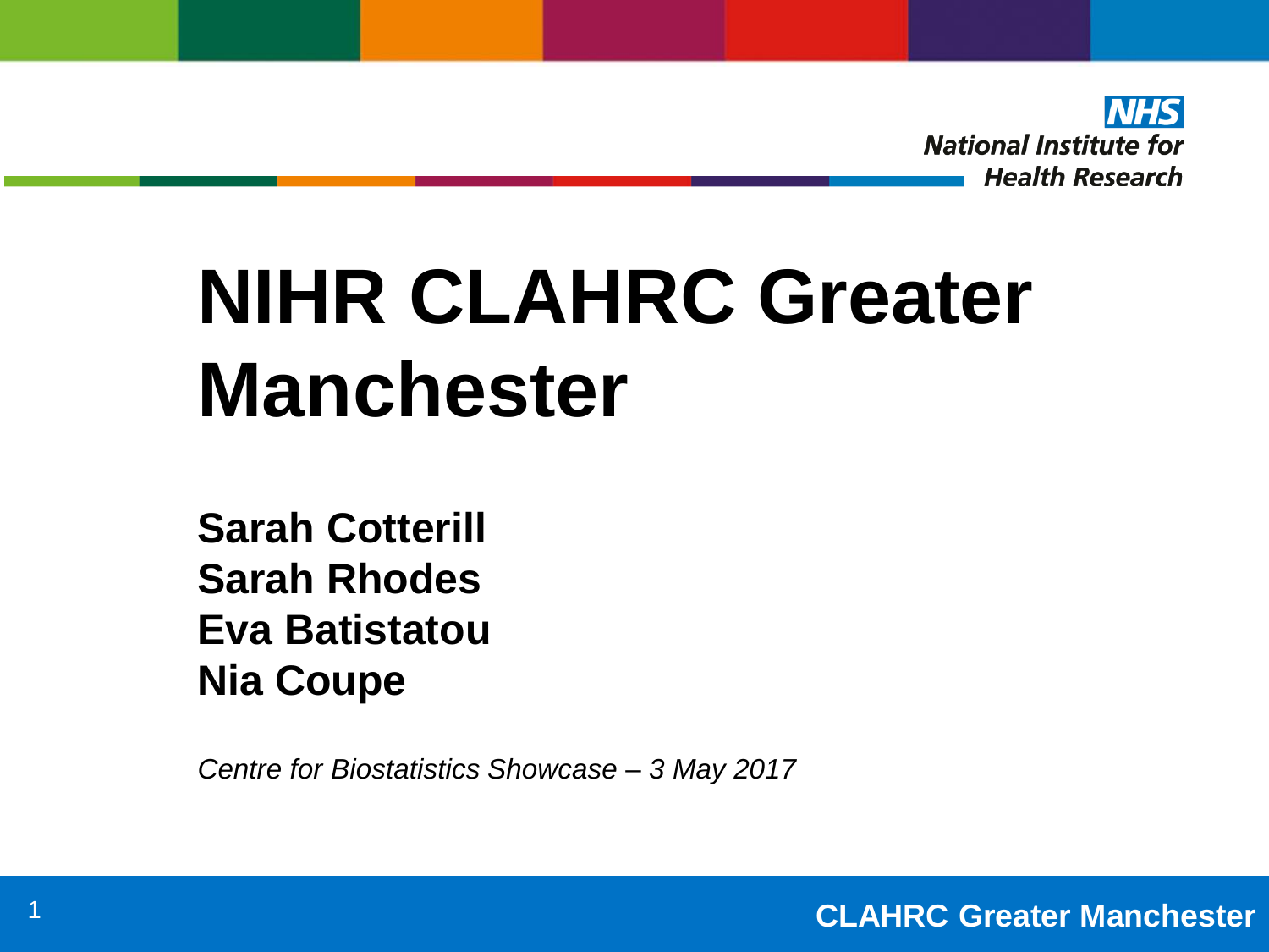NHS
National Institute for Health Research

# NIHR CLAHRC Greater Manchester

**Sarah Cotterill**
**Sarah Rhodes**
**Eva Batistatou**
**Nia Coupe**

*Centre for Biostatistics Showcase – 3 May 2017*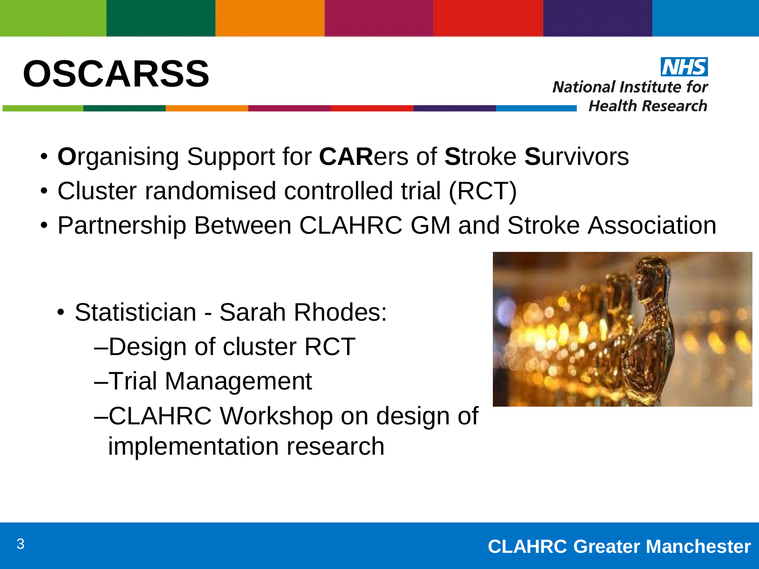# OSCARSS

NHS
National Institute for Health Research

- **O**rganising Support for **CAR**ers of **S**troke **S**urvivors
- Cluster randomised controlled trial (RCT)
- Partnership Between CLAHRC GM and Stroke Association

  - Statistician - Sarah Rhodes:
    - –Design of cluster RCT
    - –Trial Management
    - –CLAHRC Workshop on design of implementation research

CLAHRC Greater Manchester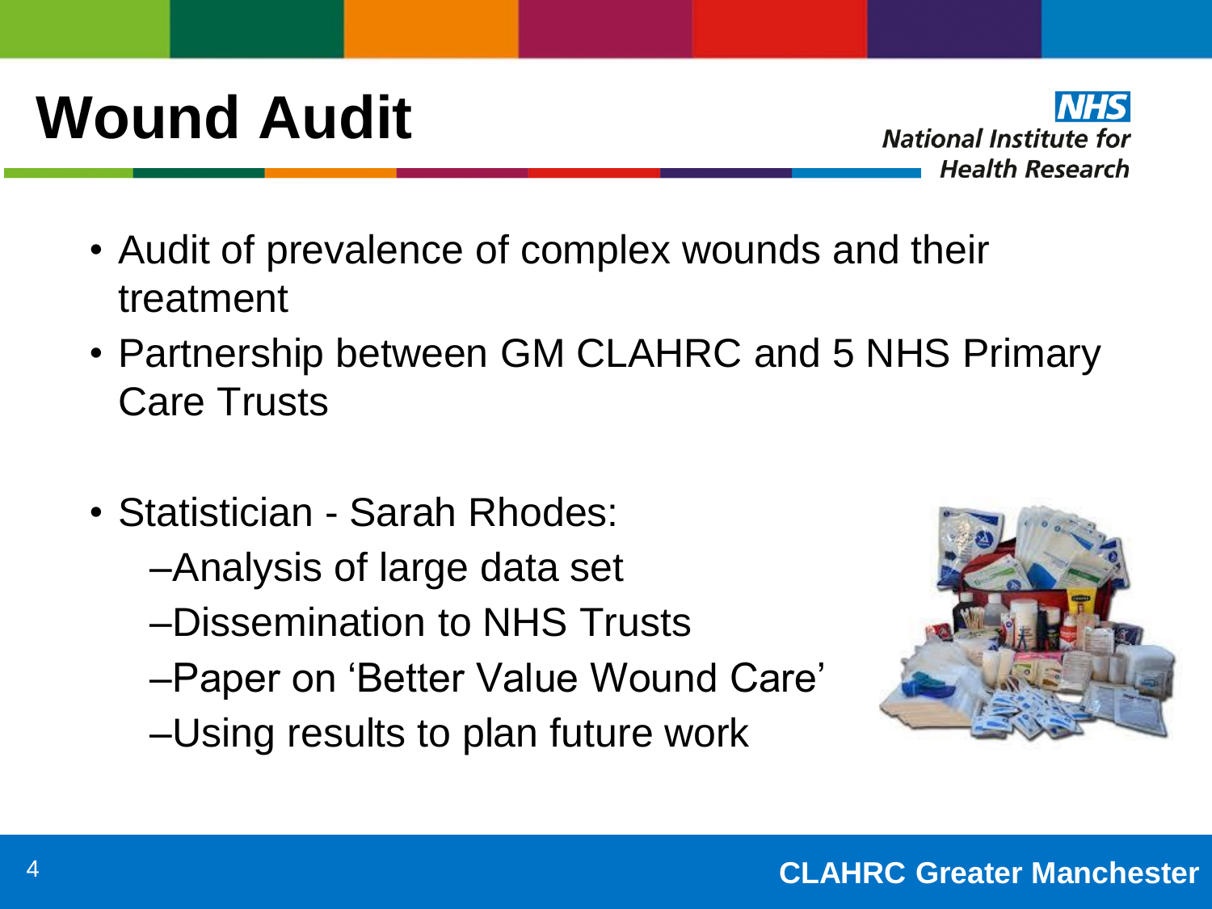# Wound Audit

- Audit of prevalence of complex wounds and their treatment
- Partnership between GM CLAHRC and 5 NHS Primary Care Trusts

- Statistician - Sarah Rhodes:
  - Analysis of large data set
  - Dissemination to NHS Trusts
  - Paper on 'Better Value Wound Care'
  - Using results to plan future work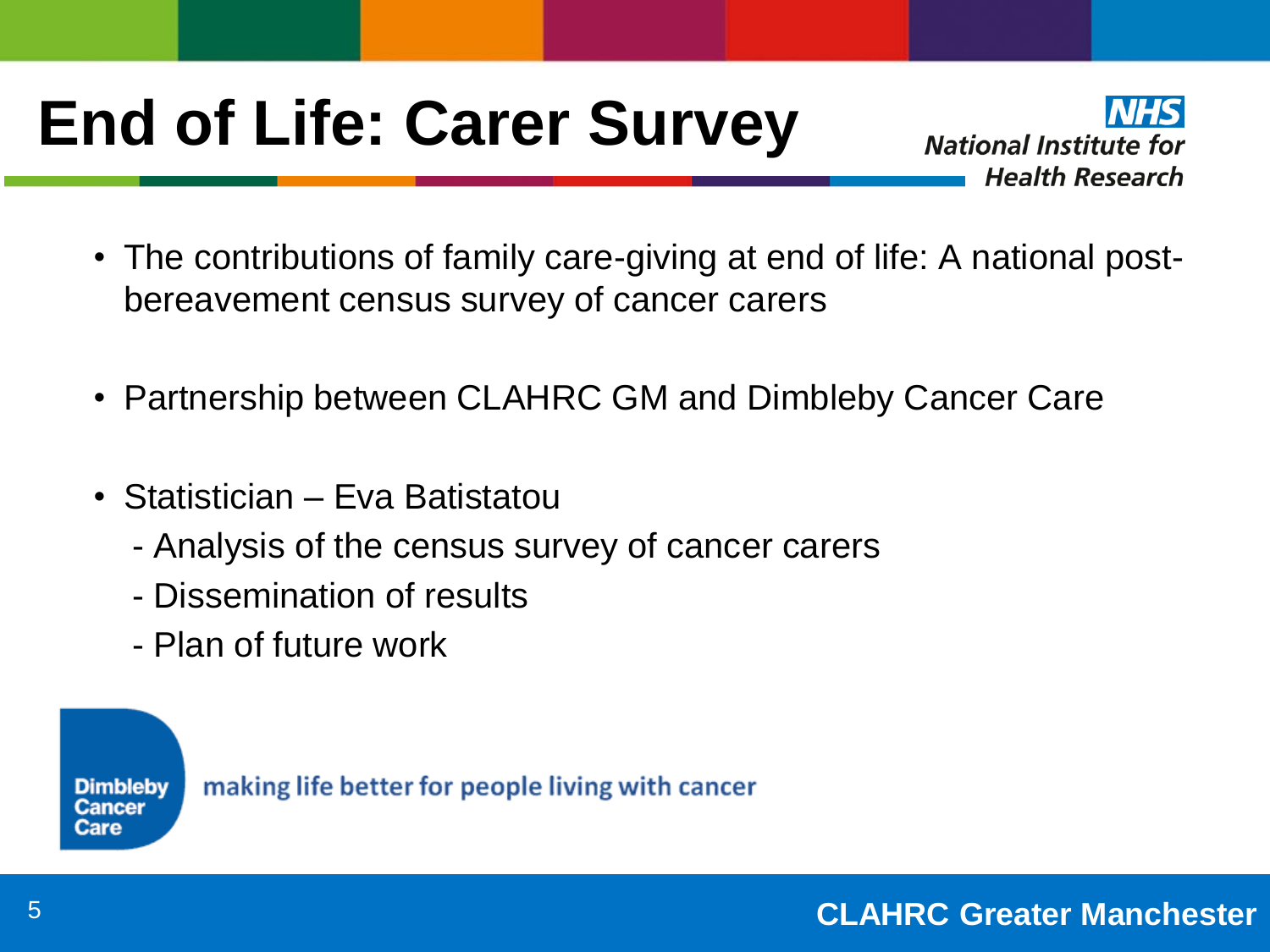# End of Life: Carer Survey

NHS
National Institute for Health Research

- The contributions of family care-giving at end of life: A national post-bereavement census survey of cancer carers

- Partnership between CLAHRC GM and Dimbleby Cancer Care

- Statistician – Eva Batistatou
  - Analysis of the census survey of cancer carers
  - Dissemination of results
  - Plan of future work

Dimbleby Cancer Care — making life better for people living with cancer

CLAHRC Greater Manchester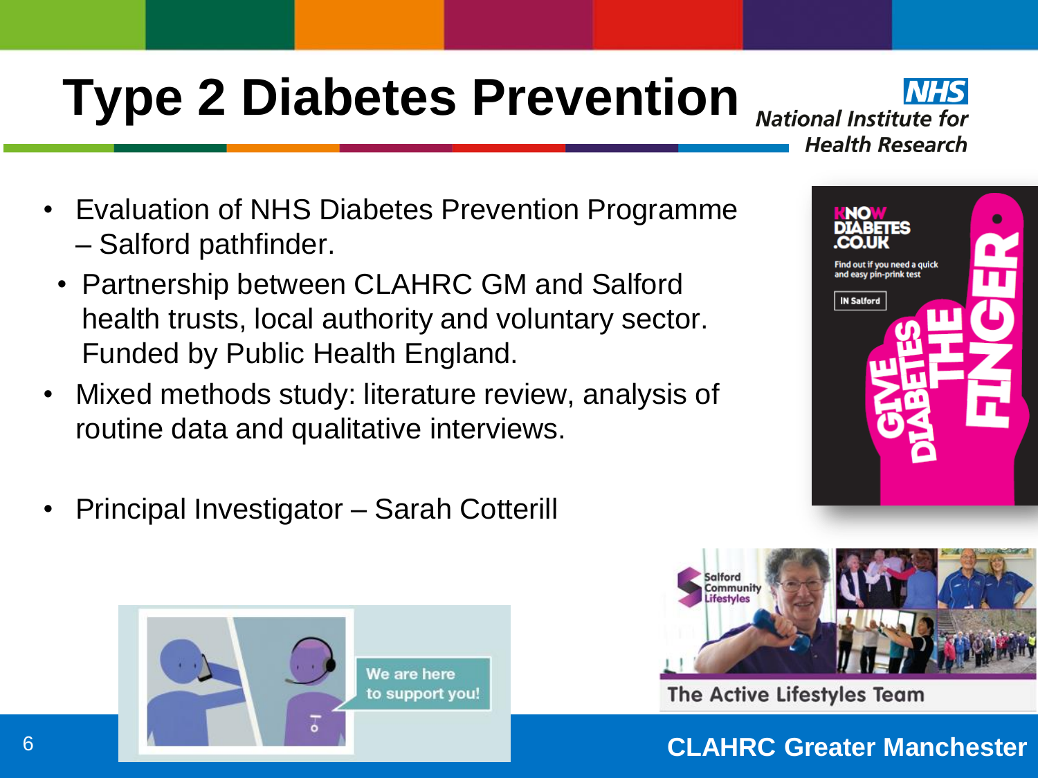# Type 2 Diabetes Prevention

- Evaluation of NHS Diabetes Prevention Programme – Salford pathfinder.
  - Partnership between CLAHRC GM and Salford health trusts, local authority and voluntary sector. Funded by Public Health England.
- Mixed methods study: literature review, analysis of routine data and qualitative interviews.
- Principal Investigator – Sarah Cotterill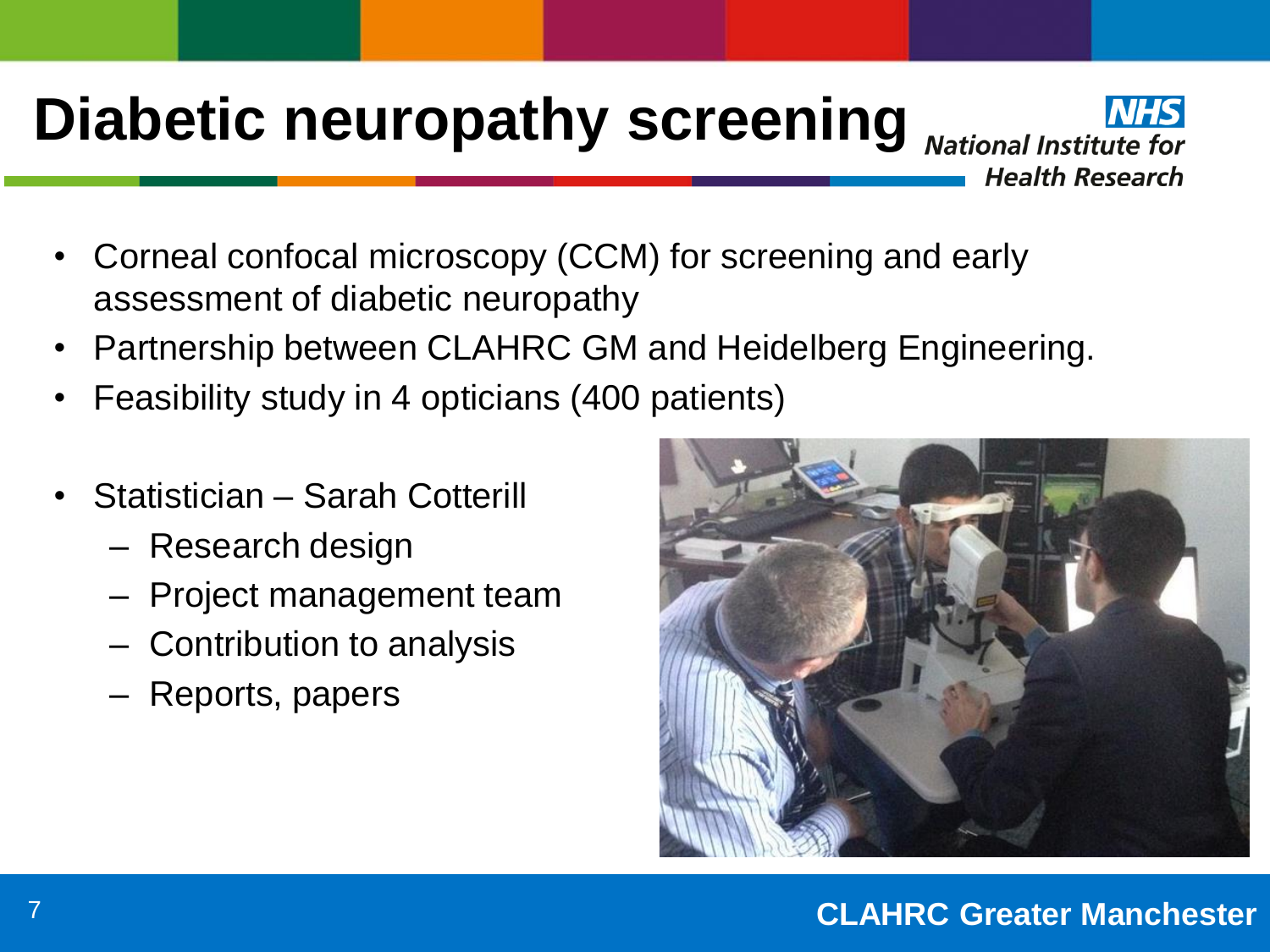# Diabetic neuropathy screening

- Corneal confocal microscopy (CCM) for screening and early assessment of diabetic neuropathy
- Partnership between CLAHRC GM and Heidelberg Engineering.
- Feasibility study in 4 opticians (400 patients)

- Statistician – Sarah Cotterill
  - Research design
  - Project management team
  - Contribution to analysis
  - Reports, papers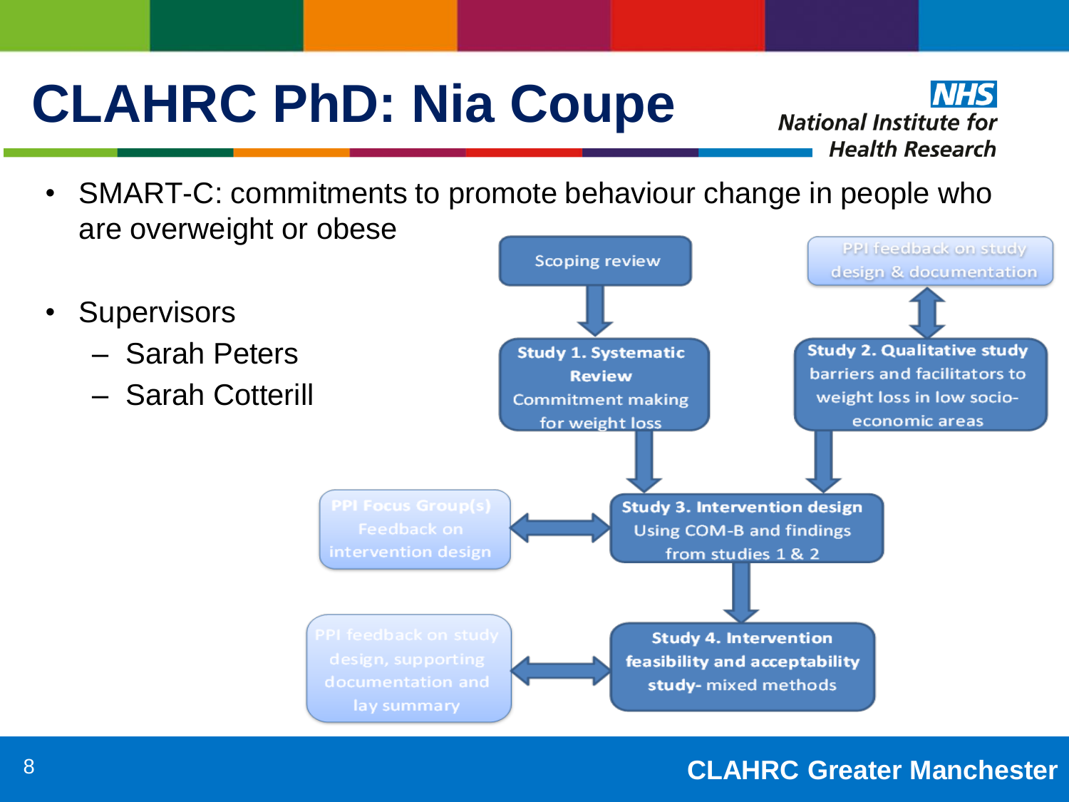# CLAHRC PhD: Nia Coupe

- SMART-C: commitments to promote behaviour change in people who are overweight or obese

- Supervisors
  - Sarah Peters
  - Sarah Cotterill

Scoping review

PPI feedback on study design & documentation

**Study 1. Systematic Review** Commitment making for weight loss

**Study 2. Qualitative study** barriers and facilitators to weight loss in low socio-economic areas

PPI Focus Group(s) Feedback on intervention design

**Study 3. Intervention design** Using COM-B and findings from studies 1 & 2

PPI feedback on study design, supporting documentation and lay summary

**Study 4. Intervention feasibility and acceptability study-** mixed methods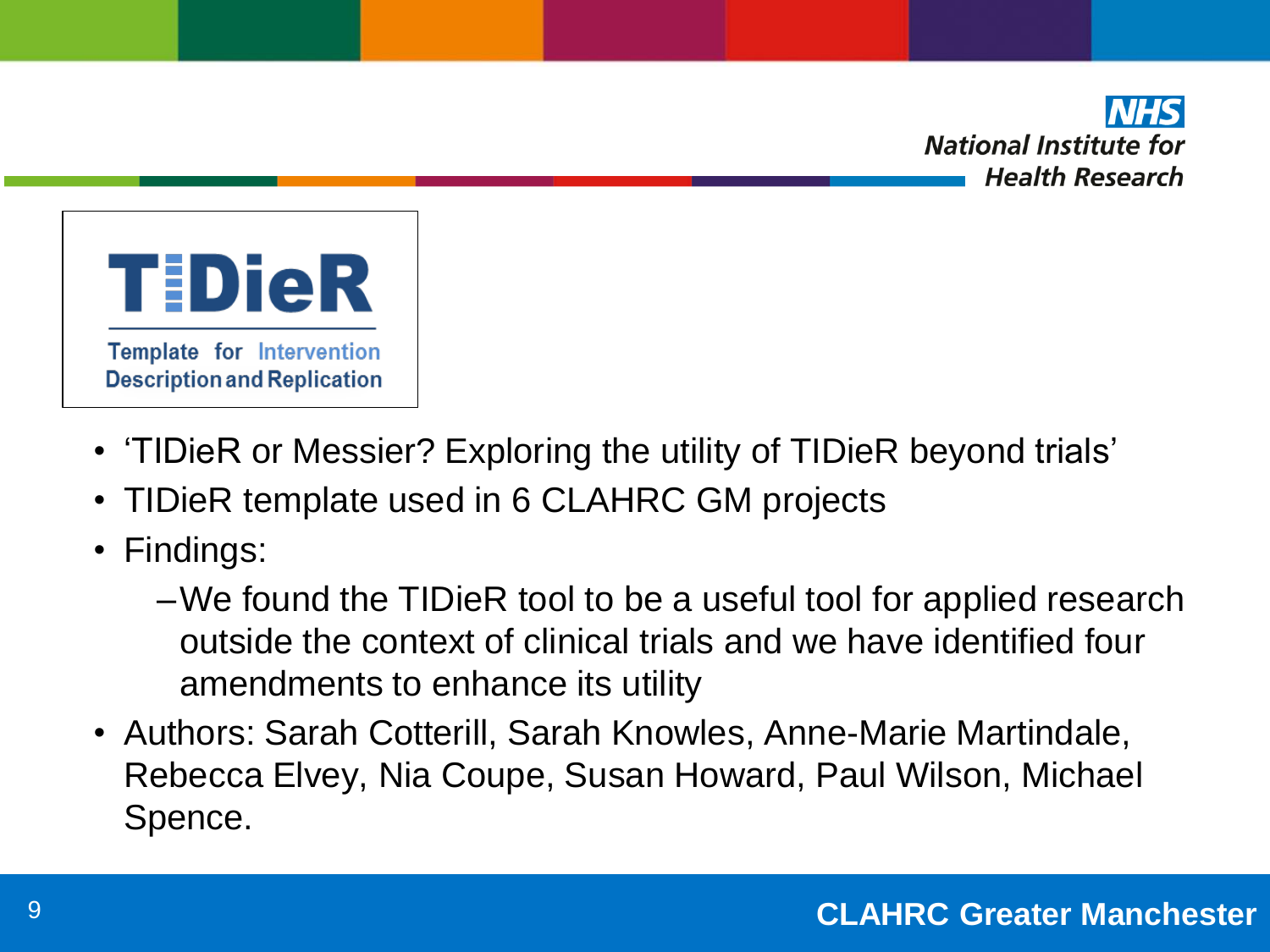**TIDieR**

Template for Intervention Description and Replication

- 'TIDieR or Messier? Exploring the utility of TIDieR beyond trials'
- TIDieR template used in 6 CLAHRC GM projects
- Findings:
  - We found the TIDieR tool to be a useful tool for applied research outside the context of clinical trials and we have identified four amendments to enhance its utility
- Authors: Sarah Cotterill, Sarah Knowles, Anne-Marie Martindale, Rebecca Elvey, Nia Coupe, Susan Howard, Paul Wilson, Michael Spence.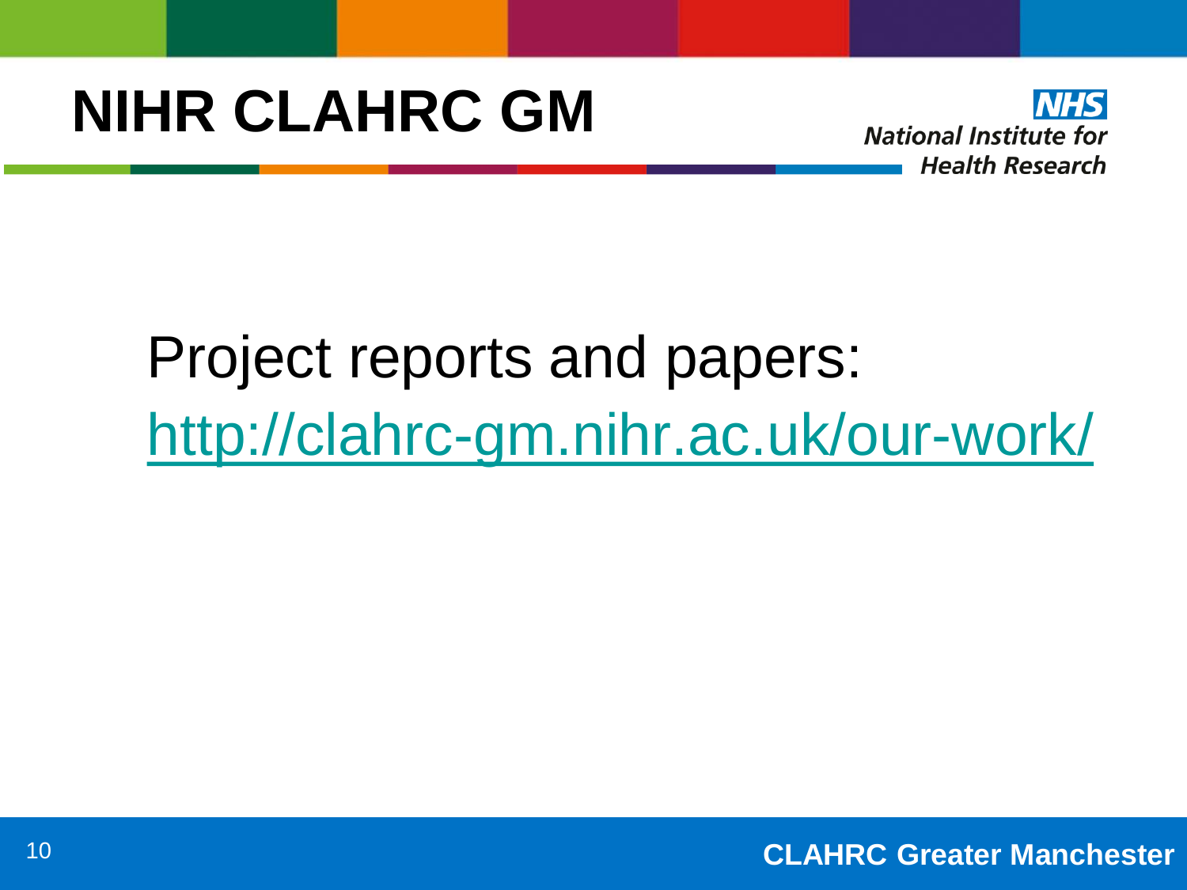# NIHR CLAHRC GM

NHS National Institute for Health Research

Project reports and papers:
http://clahrc-gm.nihr.ac.uk/our-work/

CLAHRC Greater Manchester